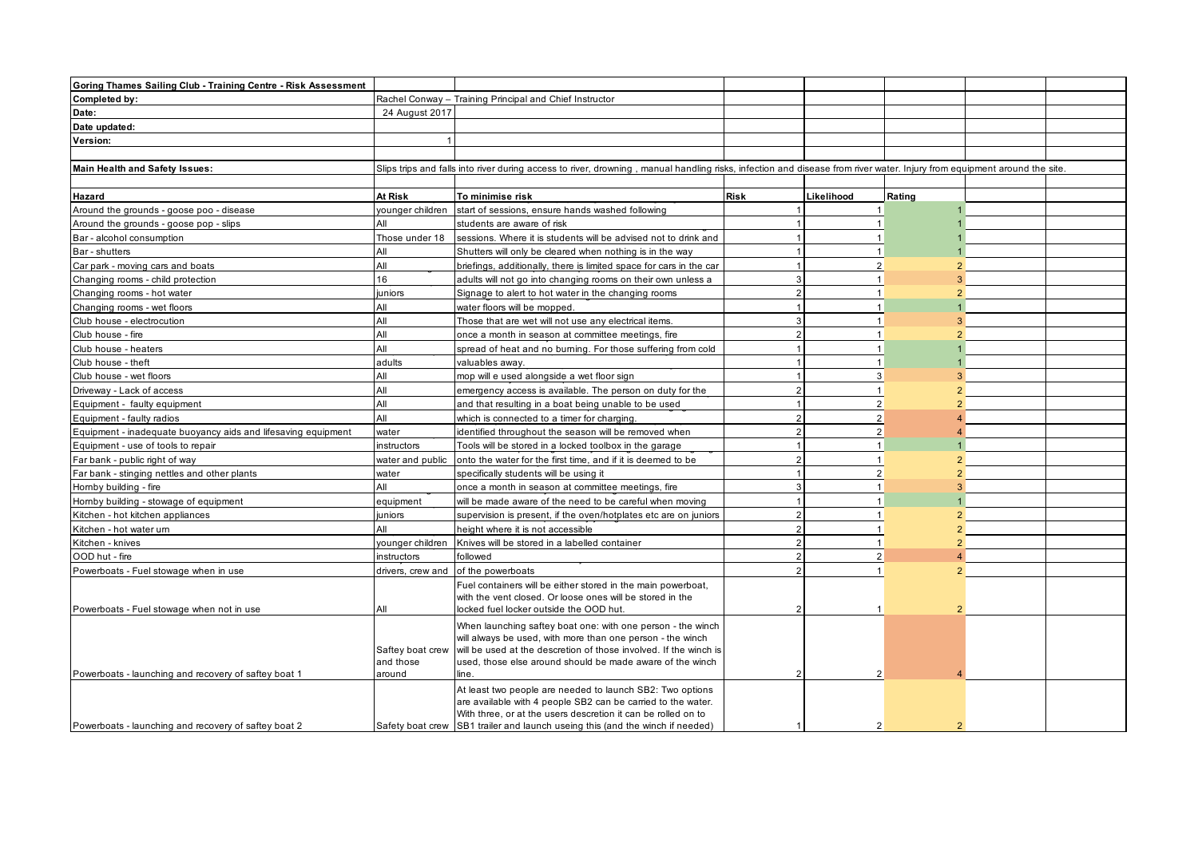| Goring Thames Sailing Club - Training Centre - Risk Assessment | | | | | | | |
|---|---|---|---|---|---|---|---|
| **Completed by:** | Rachel Conway – Training Principal and Chief Instructor | | | | | | |
| **Date:** | 24 August 2017 | | | | | | |
| **Date updated:** | | | | | | | |
| **Version:** | 1 | | | | | | |
| | | | | | | | |
| **Main Health and Safety Issues:** | Slips trips and falls into river during access to river, drowning , manual handling risks, infection and disease from river water. Injury from equipment around the site. | | | | | | |
| | | | | | | | |
| **Hazard** | **At Risk** | **To minimise risk** | **Risk** | **Likelihood** | **Rating** | | |
| Around the grounds - goose poo - disease | younger children | start of sessions, ensure hands washed following | 1 | 1 | 1 | | |
| Around the grounds - goose pop - slips | All | students are aware of risk | 1 | 1 | 1 | | |
| Bar - alcohol consumption | Those under 18 | sessions. Where it is students will be advised not to drink and | 1 | 1 | 1 | | |
| Bar - shutters | All | Shutters will only be cleared when nothing is in the way | 1 | 1 | 1 | | |
| Car park - moving cars and boats | All | briefings, additionally, there is limited space for cars in the car | 1 | 2 | 2 | | |
| Changing rooms - child protection | 16 | adults will not go into changing rooms on their own unless a | 3 | 1 | 3 | | |
| Changing rooms - hot water | juniors | Signage to alert to hot water in the changing rooms | 2 | 1 | 2 | | |
| Changing rooms - wet floors | All | water floors will be mopped. | 1 | 1 | 1 | | |
| Club house - electrocution | All | Those that are wet will not use any electrical items. | 3 | 1 | 3 | | |
| Club house - fire | All | once a month in season at committee meetings, fire | 2 | 1 | 2 | | |
| Club house - heaters | All | spread of heat and no burning. For those suffering from cold | 1 | 1 | 1 | | |
| Club house - theft | adults | valuables away. | 1 | 1 | 1 | | |
| Club house - wet floors | All | mop will e used alongside a wet floor sign | 1 | 3 | 3 | | |
| Driveway - Lack of access | All | emergency access is available. The person on duty for the | 2 | 1 | 2 | | |
| Equipment - faulty equipment | All | and that resulting in a boat being unable to be used | 1 | 2 | 2 | | |
| Equipment - faulty radios | All | which is connected to a timer for charging. | 2 | 2 | 4 | | |
| Equipment - inadequate buoyancy aids and lifesaving equipment | water | identified throughout the season will be removed when | 2 | 2 | 4 | | |
| Equipment - use of tools to repair | instructors | Tools will be stored in a locked toolbox in the garage | 1 | 1 | 1 | | |
| Far bank - public right of way | water and public | onto the water for the first time, and if it is deemed to be | 2 | 1 | 2 | | |
| Far bank - stinging nettles and other plants | water | specifically students will be using it | 1 | 2 | 2 | | |
| Hornby building - fire | All | once a month in season at committee meetings, fire | 3 | 1 | 3 | | |
| Hornby building - stowage of equipment | equipment | will be made aware of the need to be careful when moving | 1 | 1 | 1 | | |
| Kitchen - hot kitchen appliances | juniors | supervision is present, if the oven/hotplates etc are on juniors | 2 | 1 | 2 | | |
| Kitchen - hot water urn | All | height where it is not accessible | 2 | 1 | 2 | | |
| Kitchen - knives | younger children | Knives will be stored in a labelled container | 2 | 1 | 2 | | |
| OOD hut - fire | instructors | followed | 2 | 2 | 4 | | |
| Powerboats - Fuel stowage when in use | drivers, crew and | of the powerboats | 2 | 1 | 2 | | |
| Powerboats - Fuel stowage when not in use | All | Fuel containers will be either stored in the main powerboat, with the vent closed. Or loose ones will be stored in the locked fuel locker outside the OOD hut. | 2 | 1 | 2 | | |
| Powerboats - launching and recovery of saftey boat 1 | Saftey boat crew and those around | When launching saftey boat one: with one person - the winch will always be used, with more than one person - the winch will be used at the descretion of those involved. If the winch is used, those else around should be made aware of the winch line. | 2 | 2 | 4 | | |
| Powerboats - launching and recovery of saftey boat 2 | Safety boat crew | At least two people are needed to launch SB2: Two options are available with 4 people SB2 can be carried to the water. With three, or at the users descretion it can be rolled on to SB1 trailer and launch useing this (and the winch if needed) | 1 | 2 | 2 | | |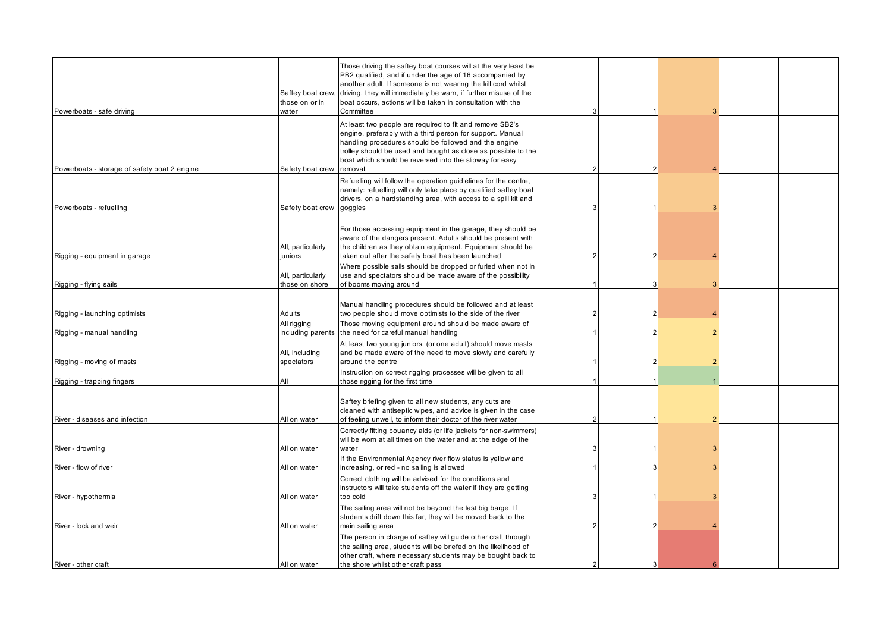| | | | | | | | |
|---|---|---|---|---|---|---|---|
| Powerboats - safe driving | Saftey boat crew, those on or in water | Those driving the saftey boat courses will at the very least be PB2 qualified, and if under the age of 16 accompanied by another adult. If someone is not wearing the kill cord whilst driving, they will immediately be warn, if further misuse of the boat occurs, actions will be taken in consultation with the Committee | 3 | 1 | 3 | | |
| Powerboats - storage of safety boat 2 engine | Safety boat crew | At least two people are required to fit and remove SB2's engine, preferably with a third person for support. Manual handling procedures should be followed and the engine trolley should be used and bought as close as possible to the boat which should be reversed into the slipway for easy removal. | 2 | 2 | 4 | | |
| Powerboats - refuelling | Safety boat crew | Refuelling will follow the operation guidelines for the centre, namely: refuelling will only take place by qualified saftey boat drivers, on a hardstanding area, with access to a spill kit and goggles | 3 | 1 | 3 | | |
| Rigging - equipment in garage | All, particularly juniors | For those accessing equipment in the garage, they should be aware of the dangers present. Adults should be present with the children as they obtain equipment. Equipment should be taken out after the safety boat has been launched | 2 | 2 | 4 | | |
| Rigging - flying sails | All, particularly those on shore | Where possible sails should be dropped or furled when not in use and spectators should be made aware of the possibility of booms moving around | 1 | 3 | 3 | | |
| Rigging - launching optimists | Adults | Manual handling procedures should be followed and at least two people should move optimists to the side of the river | 2 | 2 | 4 | | |
| Rigging - manual handling | All rigging including parents | Those moving equipment around should be made aware of the need for careful manual handling | 1 | 2 | 2 | | |
| Rigging - moving of masts | All, including spectators | At least two young juniors, (or one adult) should move masts and be made aware of the need to move slowly and carefully around the centre | 1 | 2 | 2 | | |
| Rigging - trapping fingers | All | Instruction on correct rigging processes will be given to all those rigging for the first time | 1 | 1 | 1 | | |
| River - diseases and infection | All on water | Saftey briefing given to all new students, any cuts are cleaned with antiseptic wipes, and advice is given in the case of feeling unwell, to inform their doctor of the river water | 2 | 1 | 2 | | |
| River - drowning | All on water | Correctly fitting bouancy aids (or life jackets for non-swimmers) will be worn at all times on the water and at the edge of the water | 3 | 1 | 3 | | |
| River - flow of river | All on water | If the Environmental Agency river flow status is yellow and increasing, or red - no sailing is allowed | 1 | 3 | 3 | | |
| River - hypothermia | All on water | Correct clothing will be advised for the conditions and instructors will take students off the water if they are getting too cold | 3 | 1 | 3 | | |
| River - lock and weir | All on water | The sailing area will not be beyond the last big barge. If students drift down this far, they will be moved back to the main sailing area | 2 | 2 | 4 | | |
| River - other craft | All on water | The person in charge of saftey will guide other craft through the sailing area, students will be briefed on the likelihood of other craft, where necessary students may be bought back to the shore whilst other craft pass | 2 | 3 | 6 | | |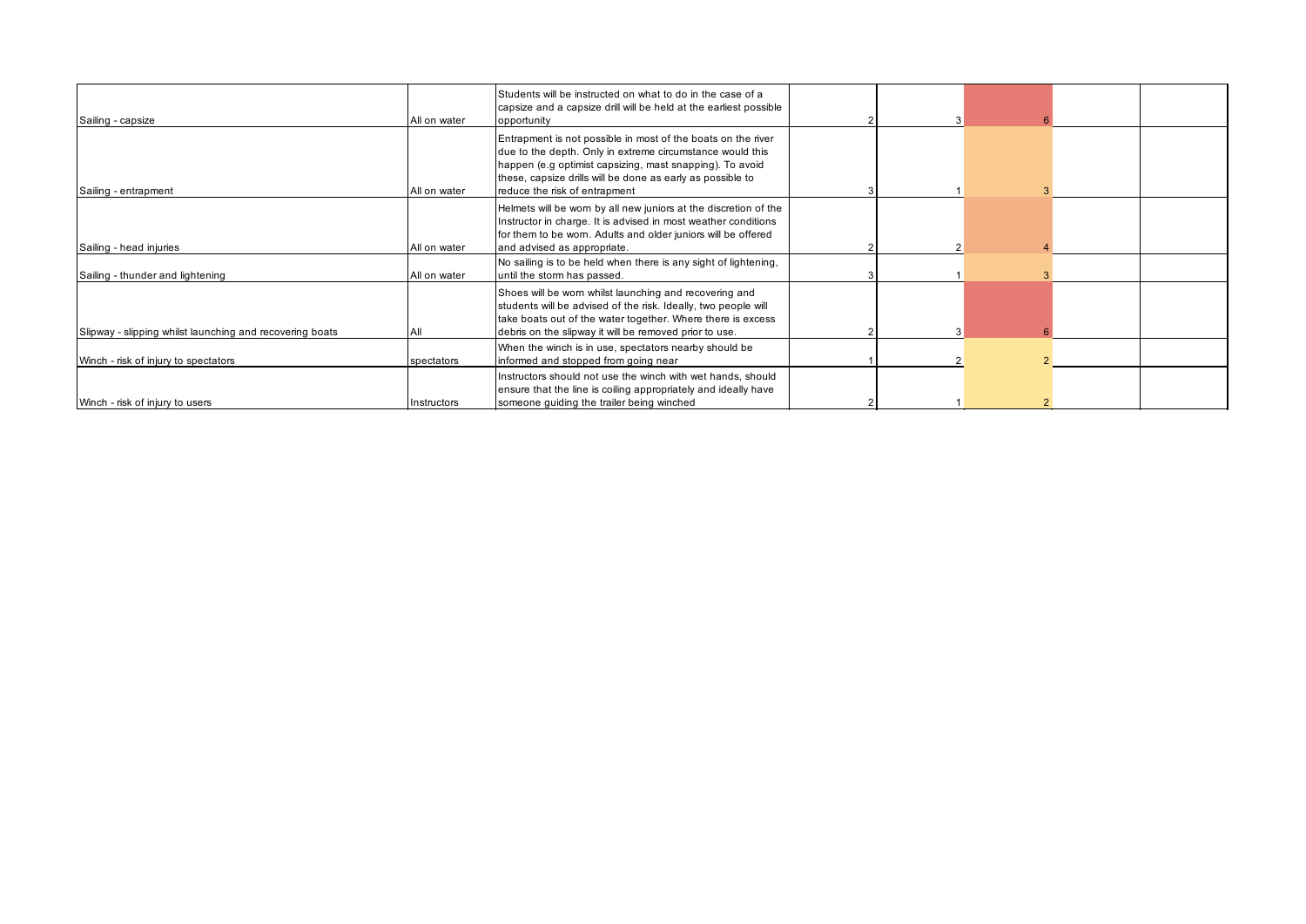| | | | | | | | |
|---|---|---|---|---|---|---|---|
| Sailing - capsize | All on water | Students will be instructed on what to do in the case of a capsize and a capsize drill will be held at the earliest possible opportunity | 2 | 3 | 6 | | |
| Sailing - entrapment | All on water | Entrapment is not possible in most of the boats on the river due to the depth. Only in extreme circumstance would this happen (e.g optimist capsizing, mast snapping). To avoid these, capsize drills will be done as early as possible to reduce the risk of entrapment | 3 | 1 | 3 | | |
| Sailing - head injuries | All on water | Helmets will be worn by all new juniors at the discretion of the Instructor in charge. It is advised in most weather conditions for them to be worn. Adults and older juniors will be offered and advised as appropriate. | 2 | 2 | 4 | | |
| Sailing - thunder and lightening | All on water | No sailing is to be held when there is any sight of lightening, until the storm has passed. | 3 | 1 | 3 | | |
| Slipway - slipping whilst launching and recovering boats | All | Shoes will be worn whilst launching and recovering and students will be advised of the risk. Ideally, two people will take boats out of the water together. Where there is excess debris on the slipway it will be removed prior to use. | 2 | 3 | 6 | | |
| Winch - risk of injury to spectators | spectators | When the winch is in use, spectators nearby should be informed and stopped from going near | 1 | 2 | 2 | | |
| Winch - risk of injury to users | Instructors | Instructors should not use the winch with wet hands, should ensure that the line is coiling appropriately and ideally have someone guiding the trailer being winched | 2 | 1 | 2 | | |